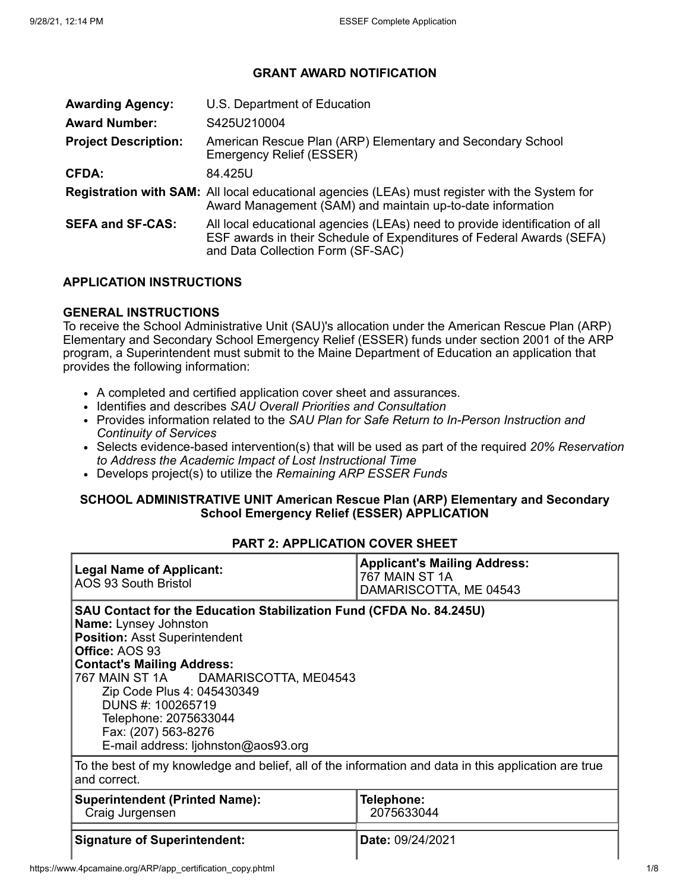## GRANT AWARD NOTIFICATION

| | |
|---|---|
| **Awarding Agency:** | U.S. Department of Education |
| **Award Number:** | S425U210004 |
| **Project Description:** | American Rescue Plan (ARP) Elementary and Secondary School Emergency Relief (ESSER) |
| **CFDA:** | 84.425U |
| **Registration with SAM:** | All local educational agencies (LEAs) must register with the System for Award Management (SAM) and maintain up-to-date information |
| **SEFA and SF-CAS:** | All local educational agencies (LEAs) need to provide identification of all ESF awards in their Schedule of Expenditures of Federal Awards (SEFA) and Data Collection Form (SF-SAC) |

### APPLICATION INSTRUCTIONS

**GENERAL INSTRUCTIONS**

To receive the School Administrative Unit (SAU)'s allocation under the American Rescue Plan (ARP) Elementary and Secondary School Emergency Relief (ESSER) funds under section 2001 of the ARP program, a Superintendent must submit to the Maine Department of Education an application that provides the following information:

- A completed and certified application cover sheet and assurances.
- Identifies and describes *SAU Overall Priorities and Consultation*
- Provides information related to the *SAU Plan for Safe Return to In-Person Instruction and Continuity of Services*
- Selects evidence-based intervention(s) that will be used as part of the required *20% Reservation to Address the Academic Impact of Lost Instructional Time*
- Develops project(s) to utilize the *Remaining ARP ESSER Funds*

### SCHOOL ADMINISTRATIVE UNIT American Rescue Plan (ARP) Elementary and Secondary School Emergency Relief (ESSER) APPLICATION

#### PART 2: APPLICATION COVER SHEET

| | |
|---|---|
| **Legal Name of Applicant:**<br>AOS 93 South Bristol | **Applicant's Mailing Address:**<br>767 MAIN ST 1A<br>DAMARISCOTTA, ME 04543 |
| **SAU Contact for the Education Stabilization Fund (CFDA No. 84.245U)**<br>**Name:** Lynsey Johnston<br>**Position:** Asst Superintendent<br>**Office:** AOS 93<br>**Contact's Mailing Address:**<br>767 MAIN ST 1A DAMARISCOTTA, ME04543<br>Zip Code Plus 4: 045430349<br>DUNS #: 100265719<br>Telephone: 2075633044<br>Fax: (207) 563-8276<br>E-mail address: ljohnston@aos93.org | |
| To the best of my knowledge and belief, all of the information and data in this application are true and correct. | |
| **Superintendent (Printed Name):**<br>Craig Jurgensen | **Telephone:**<br>2075633044 |
| **Signature of Superintendent:** | **Date:** 09/24/2021 |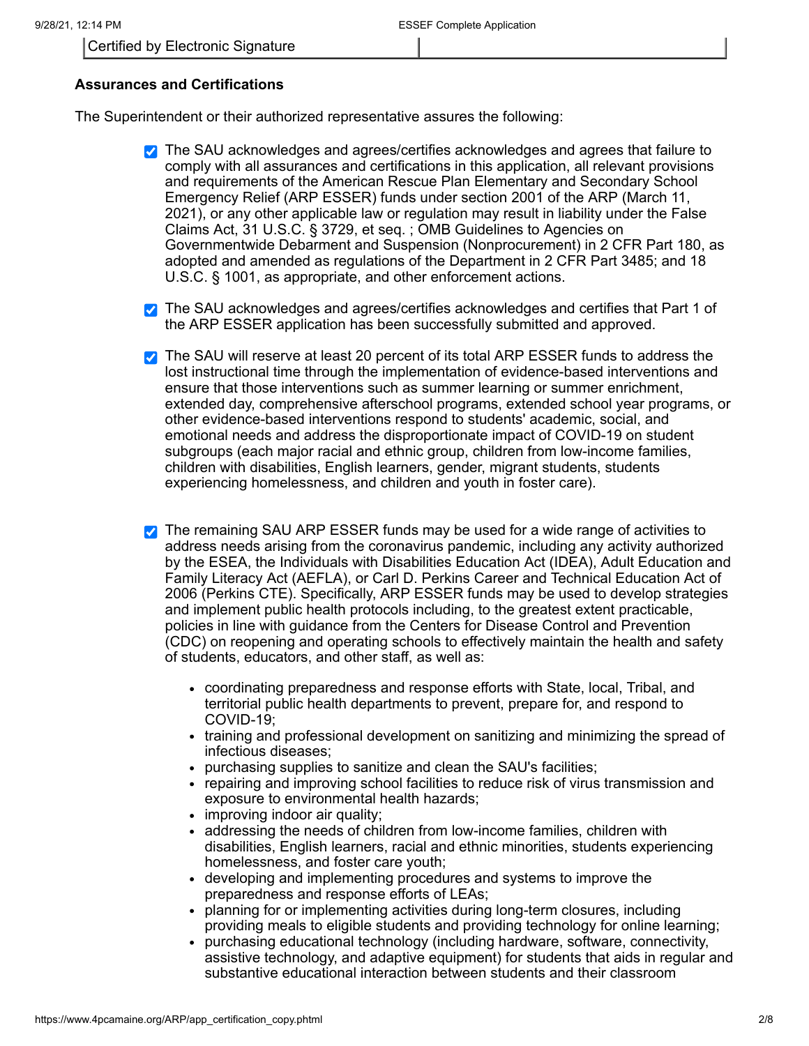| Certified by Electronic Signature | |
|---|---|

**Assurances and Certifications**

The Superintendent or their authorized representative assures the following:

- ☑ The SAU acknowledges and agrees/certifies acknowledges and agrees that failure to comply with all assurances and certifications in this application, all relevant provisions and requirements of the American Rescue Plan Elementary and Secondary School Emergency Relief (ARP ESSER) funds under section 2001 of the ARP (March 11, 2021), or any other applicable law or regulation may result in liability under the False Claims Act, 31 U.S.C. § 3729, et seq. ; OMB Guidelines to Agencies on Governmentwide Debarment and Suspension (Nonprocurement) in 2 CFR Part 180, as adopted and amended as regulations of the Department in 2 CFR Part 3485; and 18 U.S.C. § 1001, as appropriate, and other enforcement actions.

- ☑ The SAU acknowledges and agrees/certifies acknowledges and certifies that Part 1 of the ARP ESSER application has been successfully submitted and approved.

- ☑ The SAU will reserve at least 20 percent of its total ARP ESSER funds to address the lost instructional time through the implementation of evidence-based interventions and ensure that those interventions such as summer learning or summer enrichment, extended day, comprehensive afterschool programs, extended school year programs, or other evidence-based interventions respond to students' academic, social, and emotional needs and address the disproportionate impact of COVID-19 on student subgroups (each major racial and ethnic group, children from low-income families, children with disabilities, English learners, gender, migrant students, students experiencing homelessness, and children and youth in foster care).

- ☑ The remaining SAU ARP ESSER funds may be used for a wide range of activities to address needs arising from the coronavirus pandemic, including any activity authorized by the ESEA, the Individuals with Disabilities Education Act (IDEA), Adult Education and Family Literacy Act (AEFLA), or Carl D. Perkins Career and Technical Education Act of 2006 (Perkins CTE). Specifically, ARP ESSER funds may be used to develop strategies and implement public health protocols including, to the greatest extent practicable, policies in line with guidance from the Centers for Disease Control and Prevention (CDC) on reopening and operating schools to effectively maintain the health and safety of students, educators, and other staff, as well as:

  - coordinating preparedness and response efforts with State, local, Tribal, and territorial public health departments to prevent, prepare for, and respond to COVID-19;
  - training and professional development on sanitizing and minimizing the spread of infectious diseases;
  - purchasing supplies to sanitize and clean the SAU's facilities;
  - repairing and improving school facilities to reduce risk of virus transmission and exposure to environmental health hazards;
  - improving indoor air quality;
  - addressing the needs of children from low-income families, children with disabilities, English learners, racial and ethnic minorities, students experiencing homelessness, and foster care youth;
  - developing and implementing procedures and systems to improve the preparedness and response efforts of LEAs;
  - planning for or implementing activities during long-term closures, including providing meals to eligible students and providing technology for online learning;
  - purchasing educational technology (including hardware, software, connectivity, assistive technology, and adaptive equipment) for students that aids in regular and substantive educational interaction between students and their classroom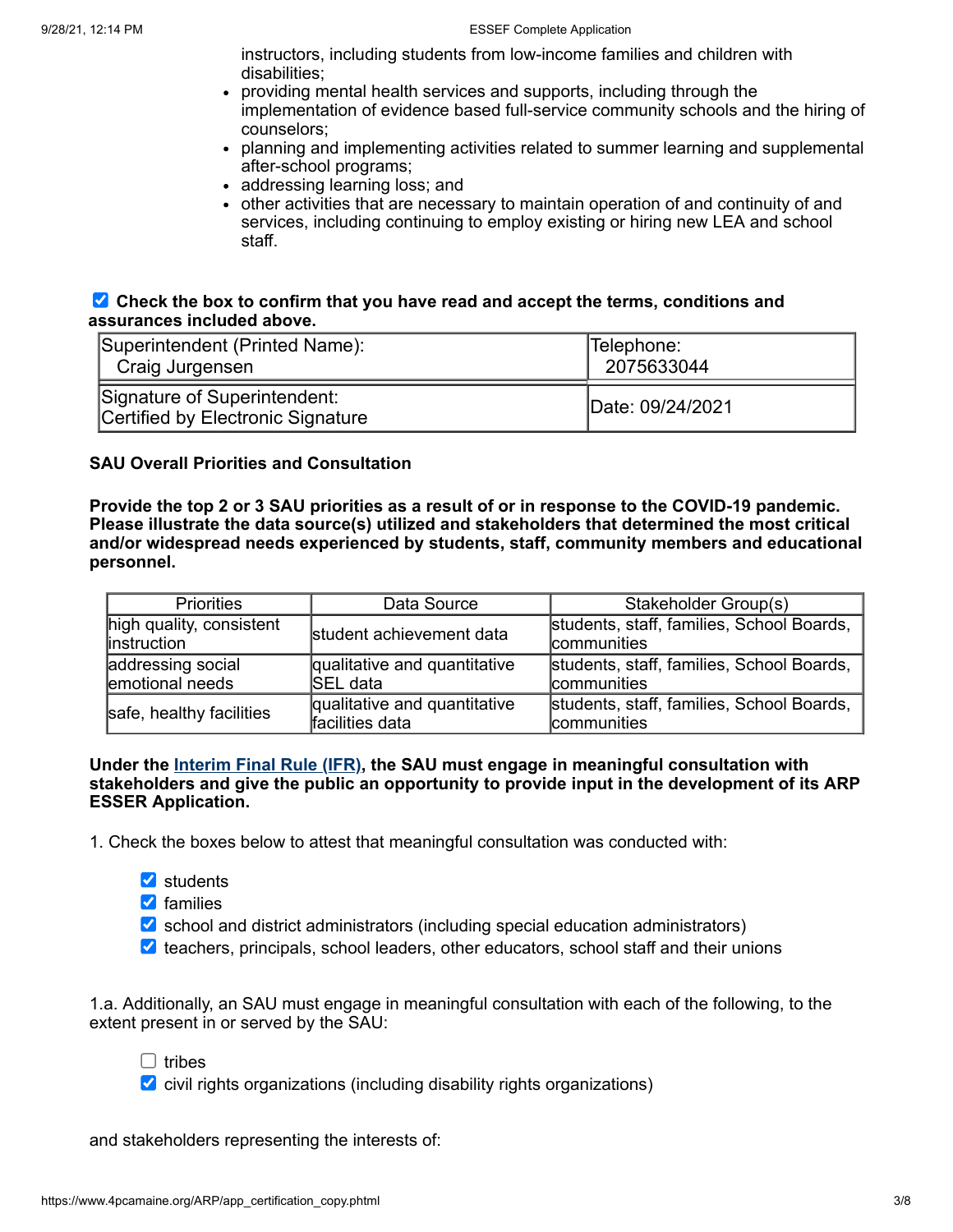instructors, including students from low-income families and children with disabilities;

- providing mental health services and supports, including through the implementation of evidence based full-service community schools and the hiring of counselors;
- planning and implementing activities related to summer learning and supplemental after-school programs;
- addressing learning loss; and
- other activities that are necessary to maintain operation of and continuity of and services, including continuing to employ existing or hiring new LEA and school staff.

☑ **Check the box to confirm that you have read and accept the terms, conditions and assurances included above.**

| Superintendent (Printed Name): Craig Jurgensen | Telephone: 2075633044 |
|---|---|
| Signature of Superintendent: Certified by Electronic Signature | Date: 09/24/2021 |

**SAU Overall Priorities and Consultation**

**Provide the top 2 or 3 SAU priorities as a result of or in response to the COVID-19 pandemic. Please illustrate the data source(s) utilized and stakeholders that determined the most critical and/or widespread needs experienced by students, staff, community members and educational personnel.**

| Priorities | Data Source | Stakeholder Group(s) |
|---|---|---|
| high quality, consistent instruction | student achievement data | students, staff, families, School Boards, communities |
| addressing social emotional needs | qualitative and quantitative SEL data | students, staff, families, School Boards, communities |
| safe, healthy facilities | qualitative and quantitative facilities data | students, staff, families, School Boards, communities |

**Under the Interim Final Rule (IFR), the SAU must engage in meaningful consultation with stakeholders and give the public an opportunity to provide input in the development of its ARP ESSER Application.**

1. Check the boxes below to attest that meaningful consultation was conducted with:

- ☑ students
- ☑ families
- ☑ school and district administrators (including special education administrators)
- ☑ teachers, principals, school leaders, other educators, school staff and their unions

1.a. Additionally, an SAU must engage in meaningful consultation with each of the following, to the extent present in or served by the SAU:

- ☐ tribes
- ☑ civil rights organizations (including disability rights organizations)

and stakeholders representing the interests of: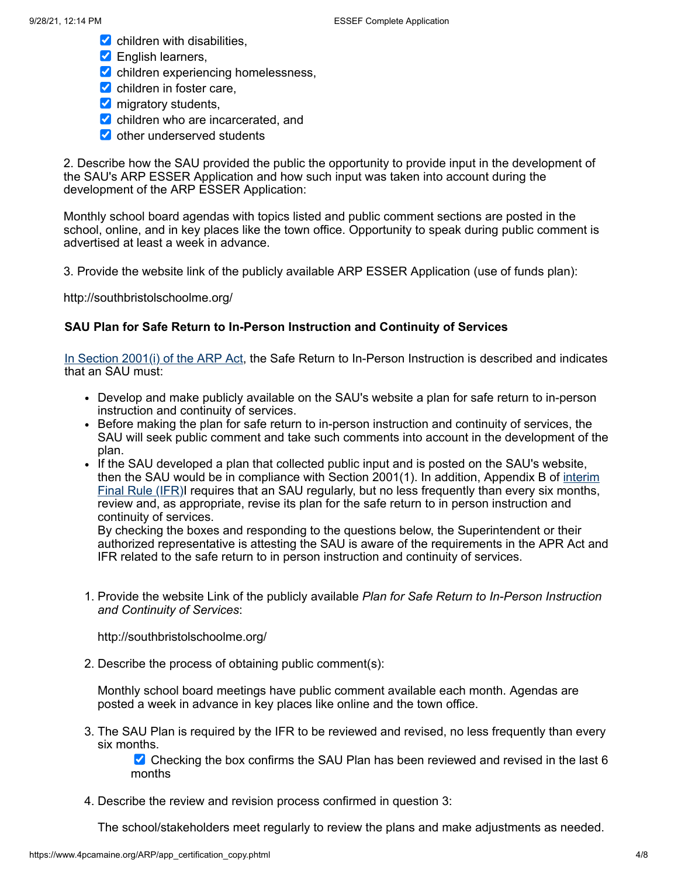- [x] children with disabilities,
- [x] English learners,
- [x] children experiencing homelessness,
- [x] children in foster care,
- [x] migratory students,
- [x] children who are incarcerated, and
- [x] other underserved students

2. Describe how the SAU provided the public the opportunity to provide input in the development of the SAU's ARP ESSER Application and how such input was taken into account during the development of the ARP ESSER Application:

Monthly school board agendas with topics listed and public comment sections are posted in the school, online, and in key places like the town office. Opportunity to speak during public comment is advertised at least a week in advance.

3. Provide the website link of the publicly available ARP ESSER Application (use of funds plan):

http://southbristolschoolme.org/

**SAU Plan for Safe Return to In-Person Instruction and Continuity of Services**

In Section 2001(i) of the ARP Act, the Safe Return to In-Person Instruction is described and indicates that an SAU must:

- Develop and make publicly available on the SAU's website a plan for safe return to in-person instruction and continuity of services.
- Before making the plan for safe return to in-person instruction and continuity of services, the SAU will seek public comment and take such comments into account in the development of the plan.
- If the SAU developed a plan that collected public input and is posted on the SAU's website, then the SAU would be in compliance with Section 2001(1). In addition, Appendix B of interim Final Rule (IFR)I requires that an SAU regularly, but no less frequently than every six months, review and, as appropriate, revise its plan for the safe return to in person instruction and continuity of services.
  By checking the boxes and responding to the questions below, the Superintendent or their authorized representative is attesting the SAU is aware of the requirements in the APR Act and IFR related to the safe return to in person instruction and continuity of services.

1. Provide the website Link of the publicly available *Plan for Safe Return to In-Person Instruction and Continuity of Services*:

   http://southbristolschoolme.org/

2. Describe the process of obtaining public comment(s):

   Monthly school board meetings have public comment available each month. Agendas are posted a week in advance in key places like online and the town office.

3. The SAU Plan is required by the IFR to be reviewed and revised, no less frequently than every six months.

   - [x] Checking the box confirms the SAU Plan has been reviewed and revised in the last 6 months

4. Describe the review and revision process confirmed in question 3:

   The school/stakeholders meet regularly to review the plans and make adjustments as needed.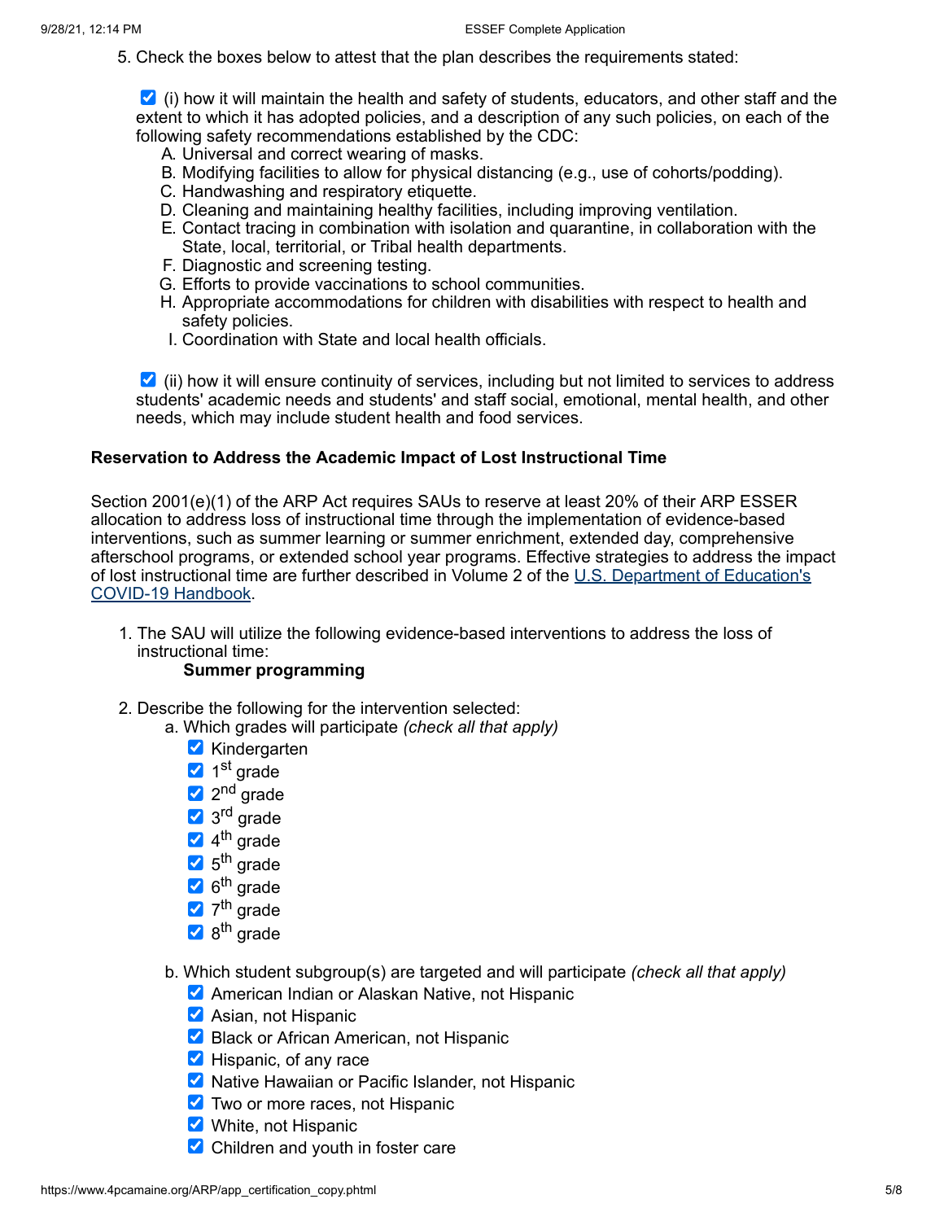5. Check the boxes below to attest that the plan describes the requirements stated:

   - [x] (i) how it will maintain the health and safety of students, educators, and other staff and the extent to which it has adopted policies, and a description of any such policies, on each of the following safety recommendations established by the CDC:
     A. Universal and correct wearing of masks.
     B. Modifying facilities to allow for physical distancing (e.g., use of cohorts/podding).
     C. Handwashing and respiratory etiquette.
     D. Cleaning and maintaining healthy facilities, including improving ventilation.
     E. Contact tracing in combination with isolation and quarantine, in collaboration with the State, local, territorial, or Tribal health departments.
     F. Diagnostic and screening testing.
     G. Efforts to provide vaccinations to school communities.
     H. Appropriate accommodations for children with disabilities with respect to health and safety policies.
     I. Coordination with State and local health officials.

   - [x] (ii) how it will ensure continuity of services, including but not limited to services to address students' academic needs and students' and staff social, emotional, mental health, and other needs, which may include student health and food services.

**Reservation to Address the Academic Impact of Lost Instructional Time**

Section 2001(e)(1) of the ARP Act requires SAUs to reserve at least 20% of their ARP ESSER allocation to address loss of instructional time through the implementation of evidence-based interventions, such as summer learning or summer enrichment, extended day, comprehensive afterschool programs, or extended school year programs. Effective strategies to address the impact of lost instructional time are further described in Volume 2 of the U.S. Department of Education's COVID-19 Handbook.

1. The SAU will utilize the following evidence-based interventions to address the loss of instructional time:
   **Summer programming**

2. Describe the following for the intervention selected:
   a. Which grades will participate *(check all that apply)*
      - [x] Kindergarten
      - [x] 1st grade
      - [x] 2nd grade
      - [x] 3rd grade
      - [x] 4th grade
      - [x] 5th grade
      - [x] 6th grade
      - [x] 7th grade
      - [x] 8th grade

   b. Which student subgroup(s) are targeted and will participate *(check all that apply)*
      - [x] American Indian or Alaskan Native, not Hispanic
      - [x] Asian, not Hispanic
      - [x] Black or African American, not Hispanic
      - [x] Hispanic, of any race
      - [x] Native Hawaiian or Pacific Islander, not Hispanic
      - [x] Two or more races, not Hispanic
      - [x] White, not Hispanic
      - [x] Children and youth in foster care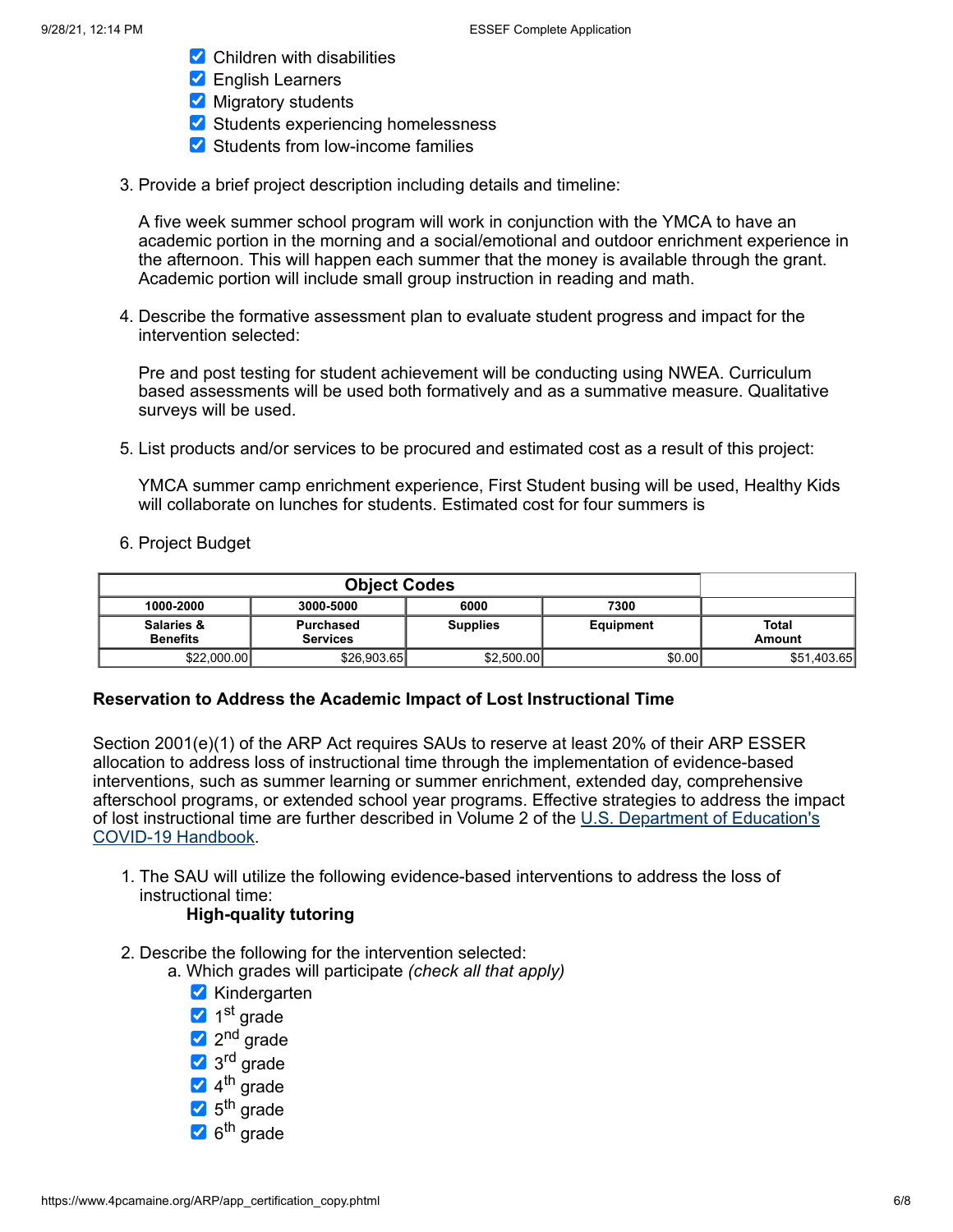- ☑ Children with disabilities
- ☑ English Learners
- ☑ Migratory students
- ☑ Students experiencing homelessness
- ☑ Students from low-income families

3. Provide a brief project description including details and timeline:

   A five week summer school program will work in conjunction with the YMCA to have an academic portion in the morning and a social/emotional and outdoor enrichment experience in the afternoon. This will happen each summer that the money is available through the grant. Academic portion will include small group instruction in reading and math.

4. Describe the formative assessment plan to evaluate student progress and impact for the intervention selected:

   Pre and post testing for student achievement will be conducting using NWEA. Curriculum based assessments will be used both formatively and as a summative measure. Qualitative surveys will be used.

5. List products and/or services to be procured and estimated cost as a result of this project:

   YMCA summer camp enrichment experience, First Student busing will be used, Healthy Kids will collaborate on lunches for students. Estimated cost for four summers is

6. Project Budget

| Object Codes | | | | |
|---|---|---|---|---|
| 1000-2000 | 3000-5000 | 6000 | 7300 | |
| Salaries & Benefits | Purchased Services | Supplies | Equipment | Total Amount |
| $22,000.00 | $26,903.65 | $2,500.00 | $0.00 | $51,403.65 |

**Reservation to Address the Academic Impact of Lost Instructional Time**

Section 2001(e)(1) of the ARP Act requires SAUs to reserve at least 20% of their ARP ESSER allocation to address loss of instructional time through the implementation of evidence-based interventions, such as summer learning or summer enrichment, extended day, comprehensive afterschool programs, or extended school year programs. Effective strategies to address the impact of lost instructional time are further described in Volume 2 of the U.S. Department of Education's COVID-19 Handbook.

1. The SAU will utilize the following evidence-based interventions to address the loss of instructional time:
   **High-quality tutoring**

2. Describe the following for the intervention selected:
   a. Which grades will participate *(check all that apply)*
      - ☑ Kindergarten
      - ☑ 1st grade
      - ☑ 2nd grade
      - ☑ 3rd grade
      - ☑ 4th grade
      - ☑ 5th grade
      - ☑ 6th grade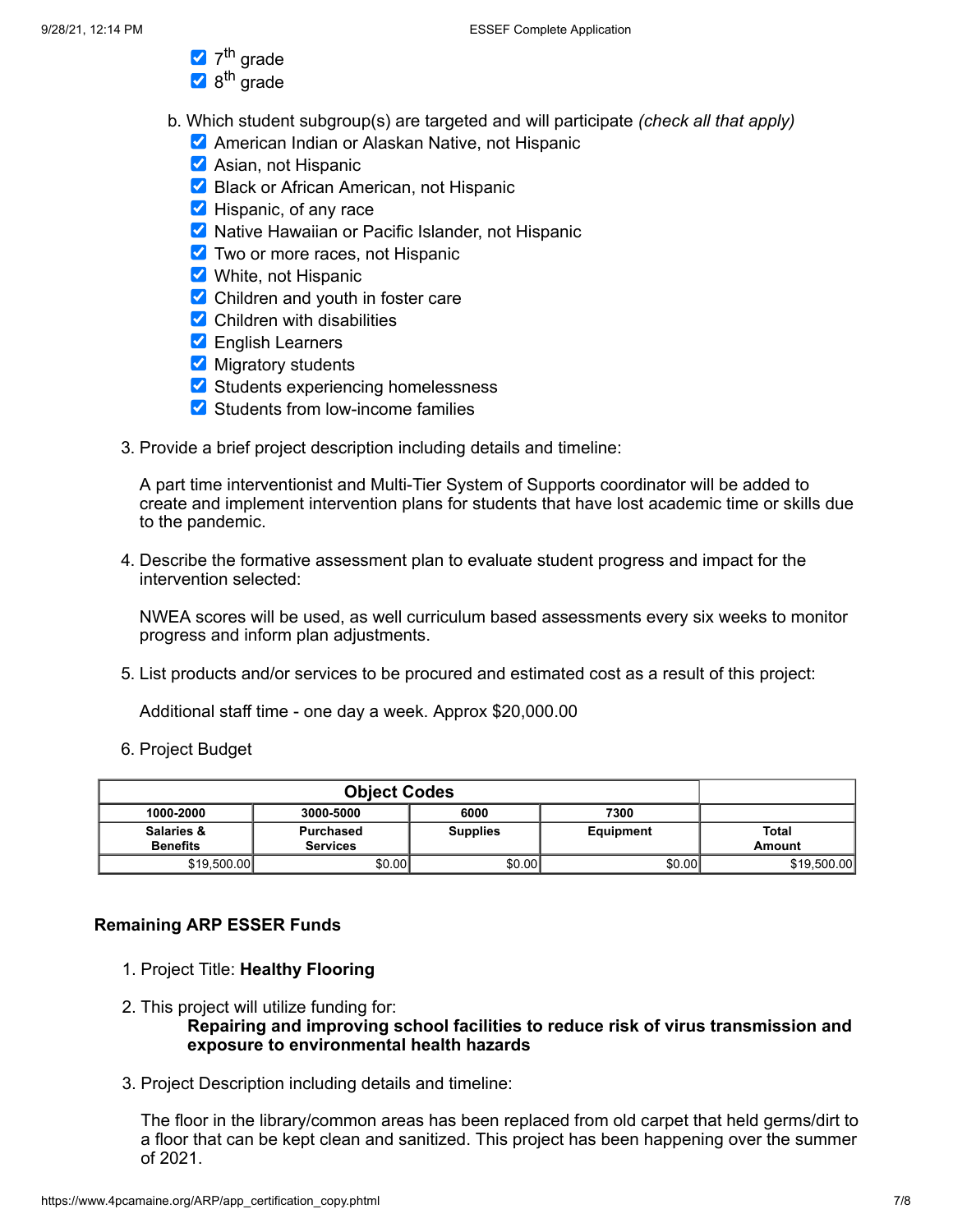- ☑ 7th grade
- ☑ 8th grade

b. Which student subgroup(s) are targeted and will participate *(check all that apply)*

- ☑ American Indian or Alaskan Native, not Hispanic
- ☑ Asian, not Hispanic
- ☑ Black or African American, not Hispanic
- ☑ Hispanic, of any race
- ☑ Native Hawaiian or Pacific Islander, not Hispanic
- ☑ Two or more races, not Hispanic
- ☑ White, not Hispanic
- ☑ Children and youth in foster care
- ☑ Children with disabilities
- ☑ English Learners
- ☑ Migratory students
- ☑ Students experiencing homelessness
- ☑ Students from low-income families

3. Provide a brief project description including details and timeline:

   A part time interventionist and Multi-Tier System of Supports coordinator will be added to create and implement intervention plans for students that have lost academic time or skills due to the pandemic.

4. Describe the formative assessment plan to evaluate student progress and impact for the intervention selected:

   NWEA scores will be used, as well curriculum based assessments every six weeks to monitor progress and inform plan adjustments.

5. List products and/or services to be procured and estimated cost as a result of this project:

   Additional staff time - one day a week. Approx $20,000.00

6. Project Budget

| Object Codes | | | | |
|---|---|---|---|---|
| 1000-2000 | 3000-5000 | 6000 | 7300 | |
| Salaries & Benefits | Purchased Services | Supplies | Equipment | Total Amount |
| $19,500.00 | $0.00 | $0.00 | $0.00 | $19,500.00 |

**Remaining ARP ESSER Funds**

1. Project Title: **Healthy Flooring**

2. This project will utilize funding for:
   **Repairing and improving school facilities to reduce risk of virus transmission and exposure to environmental health hazards**

3. Project Description including details and timeline:

   The floor in the library/common areas has been replaced from old carpet that held germs/dirt to a floor that can be kept clean and sanitized. This project has been happening over the summer of 2021.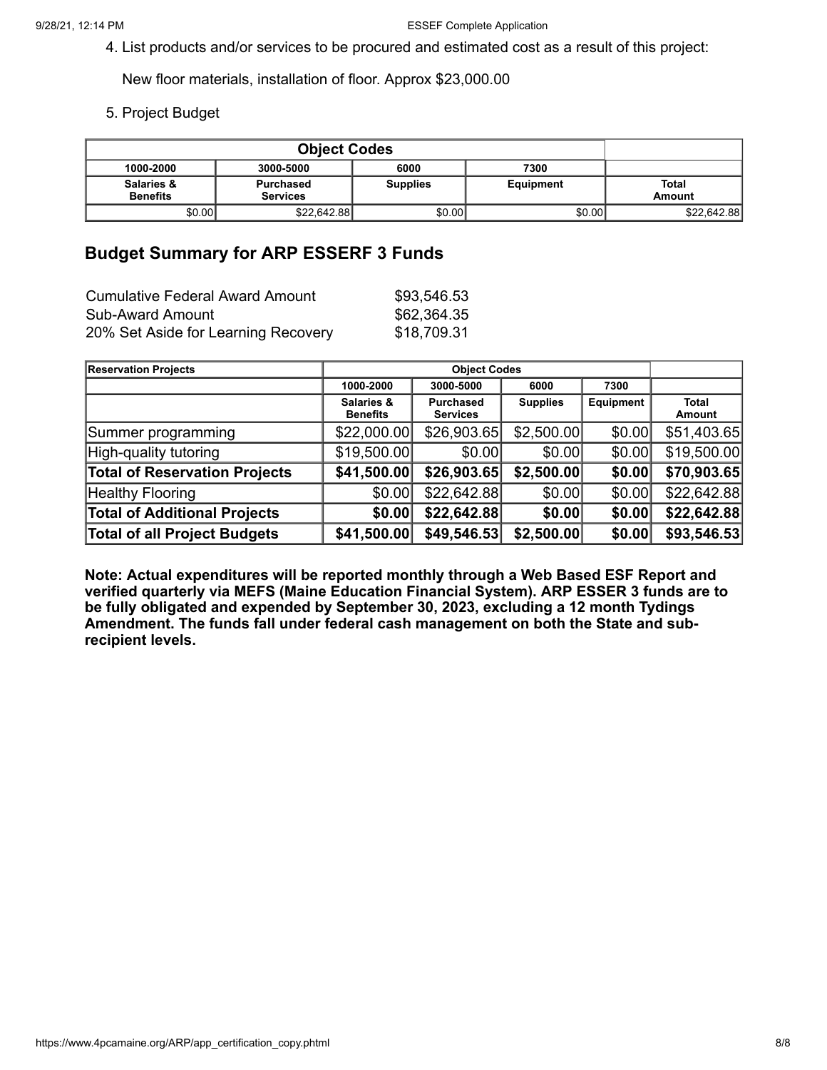4. List products and/or services to be procured and estimated cost as a result of this project:

   New floor materials, installation of floor. Approx $23,000.00

5. Project Budget

| Object Codes | | | | |
|---|---|---|---|---|
| 1000-2000 | 3000-5000 | 6000 | 7300 | |
| **Salaries & Benefits** | **Purchased Services** | **Supplies** | **Equipment** | **Total Amount** |
| $0.00 | $22,642.88 | $0.00 | $0.00 | $22,642.88 |

## Budget Summary for ARP ESSERF 3 Funds

| | |
|---|---|
| Cumulative Federal Award Amount | $93,546.53 |
| Sub-Award Amount | $62,364.35 |
| 20% Set Aside for Learning Recovery | $18,709.31 |

| Reservation Projects | Object Codes | | | | |
|---|---|---|---|---|---|
| | 1000-2000 | 3000-5000 | 6000 | 7300 | |
| | **Salaries & Benefits** | **Purchased Services** | **Supplies** | **Equipment** | **Total Amount** |
| Summer programming | $22,000.00 | $26,903.65 | $2,500.00 | $0.00 | $51,403.65 |
| High-quality tutoring | $19,500.00 | $0.00 | $0.00 | $0.00 | $19,500.00 |
| **Total of Reservation Projects** | **$41,500.00** | **$26,903.65** | **$2,500.00** | **$0.00** | **$70,903.65** |
| Healthy Flooring | $0.00 | $22,642.88 | $0.00 | $0.00 | $22,642.88 |
| **Total of Additional Projects** | **$0.00** | **$22,642.88** | **$0.00** | **$0.00** | **$22,642.88** |
| **Total of all Project Budgets** | **$41,500.00** | **$49,546.53** | **$2,500.00** | **$0.00** | **$93,546.53** |

**Note: Actual expenditures will be reported monthly through a Web Based ESF Report and verified quarterly via MEFS (Maine Education Financial System). ARP ESSER 3 funds are to be fully obligated and expended by September 30, 2023, excluding a 12 month Tydings Amendment. The funds fall under federal cash management on both the State and sub-recipient levels.**